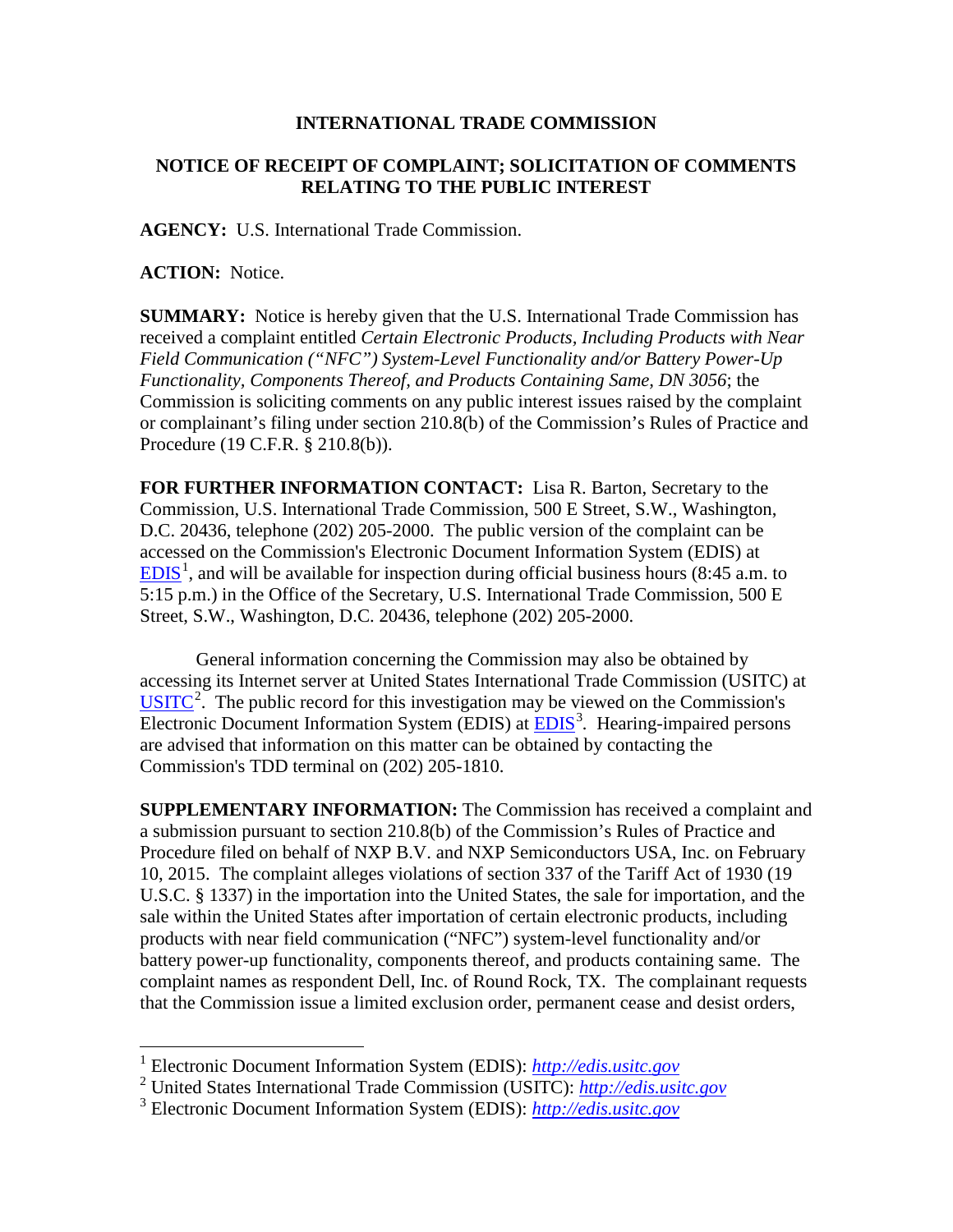**INTERNATIONAL TRADE COMMISSION**

**NOTICE OF RECEIPT OF COMPLAINT; SOLICITATION OF COMMENTS RELATING TO THE PUBLIC INTEREST**

**AGENCY:** U.S. International Trade Commission.

**ACTION:** Notice.

**SUMMARY:** Notice is hereby given that the U.S. International Trade Commission has received a complaint entitled *Certain Electronic Products, Including Products with Near Field Communication ("NFC") System-Level Functionality and/or Battery Power-Up Functionality, Components Thereof, and Products Containing Same, DN 3056*; the Commission is soliciting comments on any public interest issues raised by the complaint or complainant's filing under section 210.8(b) of the Commission's Rules of Practice and Procedure (19 C.F.R. § 210.8(b)).

**FOR FURTHER INFORMATION CONTACT:** Lisa R. Barton, Secretary to the Commission, U.S. International Trade Commission, 500 E Street, S.W., Washington, D.C. 20436, telephone (202) 205-2000. The public version of the complaint can be accessed on the Commission's Electronic Document Information System (EDIS) at EDIS[1], and will be available for inspection during official business hours (8:45 a.m. to 5:15 p.m.) in the Office of the Secretary, U.S. International Trade Commission, 500 E Street, S.W., Washington, D.C. 20436, telephone (202) 205-2000.

General information concerning the Commission may also be obtained by accessing its Internet server at United States International Trade Commission (USITC) at USITC[2]. The public record for this investigation may be viewed on the Commission's Electronic Document Information System (EDIS) at EDIS[3]. Hearing-impaired persons are advised that information on this matter can be obtained by contacting the Commission's TDD terminal on (202) 205-1810.

**SUPPLEMENTARY INFORMATION:** The Commission has received a complaint and a submission pursuant to section 210.8(b) of the Commission's Rules of Practice and Procedure filed on behalf of NXP B.V. and NXP Semiconductors USA, Inc. on February 10, 2015. The complaint alleges violations of section 337 of the Tariff Act of 1930 (19 U.S.C. § 1337) in the importation into the United States, the sale for importation, and the sale within the United States after importation of certain electronic products, including products with near field communication ("NFC") system-level functionality and/or battery power-up functionality, components thereof, and products containing same. The complaint names as respondent Dell, Inc. of Round Rock, TX. The complainant requests that the Commission issue a limited exclusion order, permanent cease and desist orders,

---

[1] Electronic Document Information System (EDIS): *http://edis.usitc.gov*

[2] United States International Trade Commission (USITC): *http://edis.usitc.gov*

[3] Electronic Document Information System (EDIS): *http://edis.usitc.gov*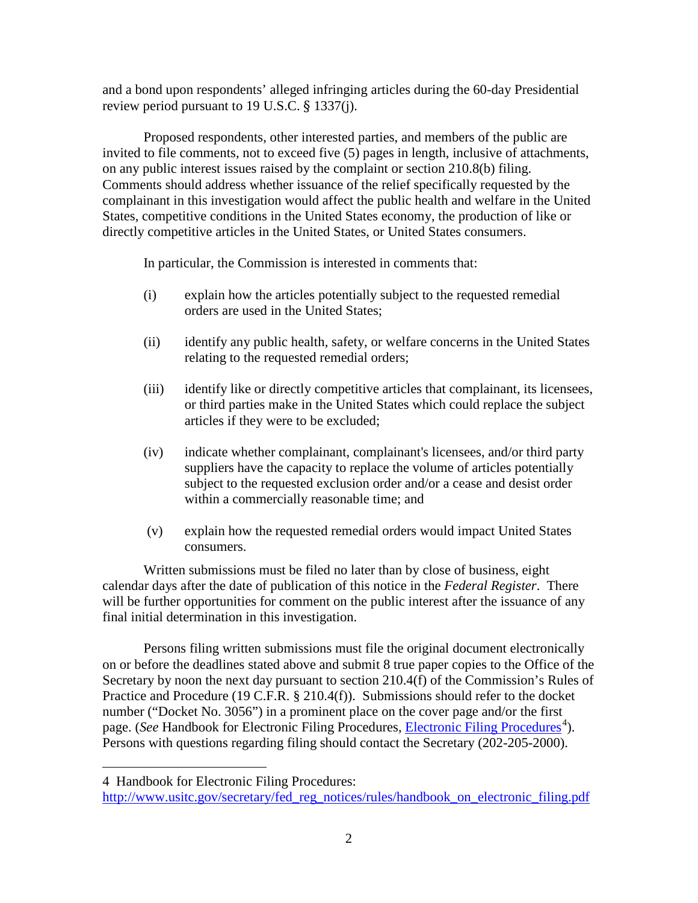and a bond upon respondents' alleged infringing articles during the 60-day Presidential review period pursuant to 19 U.S.C. § 1337(j).

Proposed respondents, other interested parties, and members of the public are invited to file comments, not to exceed five (5) pages in length, inclusive of attachments, on any public interest issues raised by the complaint or section 210.8(b) filing. Comments should address whether issuance of the relief specifically requested by the complainant in this investigation would affect the public health and welfare in the United States, competitive conditions in the United States economy, the production of like or directly competitive articles in the United States, or United States consumers.

In particular, the Commission is interested in comments that:

(i) explain how the articles potentially subject to the requested remedial orders are used in the United States;

(ii) identify any public health, safety, or welfare concerns in the United States relating to the requested remedial orders;

(iii) identify like or directly competitive articles that complainant, its licensees, or third parties make in the United States which could replace the subject articles if they were to be excluded;

(iv) indicate whether complainant, complainant's licensees, and/or third party suppliers have the capacity to replace the volume of articles potentially subject to the requested exclusion order and/or a cease and desist order within a commercially reasonable time; and

(v) explain how the requested remedial orders would impact United States consumers.

Written submissions must be filed no later than by close of business, eight calendar days after the date of publication of this notice in the *Federal Register*. There will be further opportunities for comment on the public interest after the issuance of any final initial determination in this investigation.

Persons filing written submissions must file the original document electronically on or before the deadlines stated above and submit 8 true paper copies to the Office of the Secretary by noon the next day pursuant to section 210.4(f) of the Commission's Rules of Practice and Procedure (19 C.F.R. § 210.4(f)). Submissions should refer to the docket number ("Docket No. 3056") in a prominent place on the cover page and/or the first page. (*See* Handbook for Electronic Filing Procedures, Electronic Filing Procedures[4]). Persons with questions regarding filing should contact the Secretary (202-205-2000).

---

4 Handbook for Electronic Filing Procedures: http://www.usitc.gov/secretary/fed_reg_notices/rules/handbook_on_electronic_filing.pdf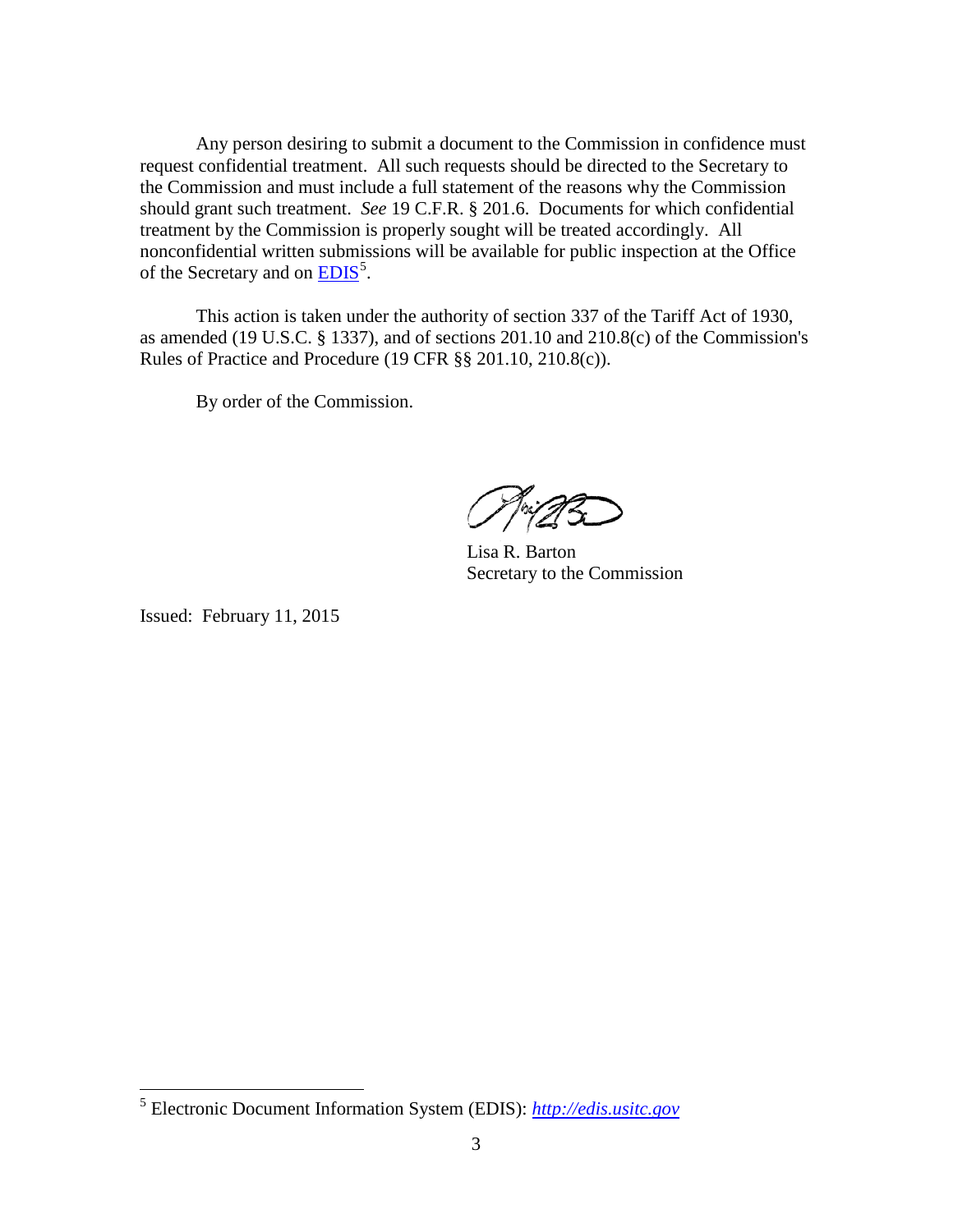Any person desiring to submit a document to the Commission in confidence must request confidential treatment. All such requests should be directed to the Secretary to the Commission and must include a full statement of the reasons why the Commission should grant such treatment. *See* 19 C.F.R. § 201.6. Documents for which confidential treatment by the Commission is properly sought will be treated accordingly. All nonconfidential written submissions will be available for public inspection at the Office of the Secretary and on EDIS[5].

This action is taken under the authority of section 337 of the Tariff Act of 1930, as amended (19 U.S.C. § 1337), and of sections 201.10 and 210.8(c) of the Commission's Rules of Practice and Procedure (19 CFR §§ 201.10, 210.8(c)).

By order of the Commission.

Lisa R. Barton
Secretary to the Commission

Issued: February 11, 2015

[5] Electronic Document Information System (EDIS): *http://edis.usitc.gov*